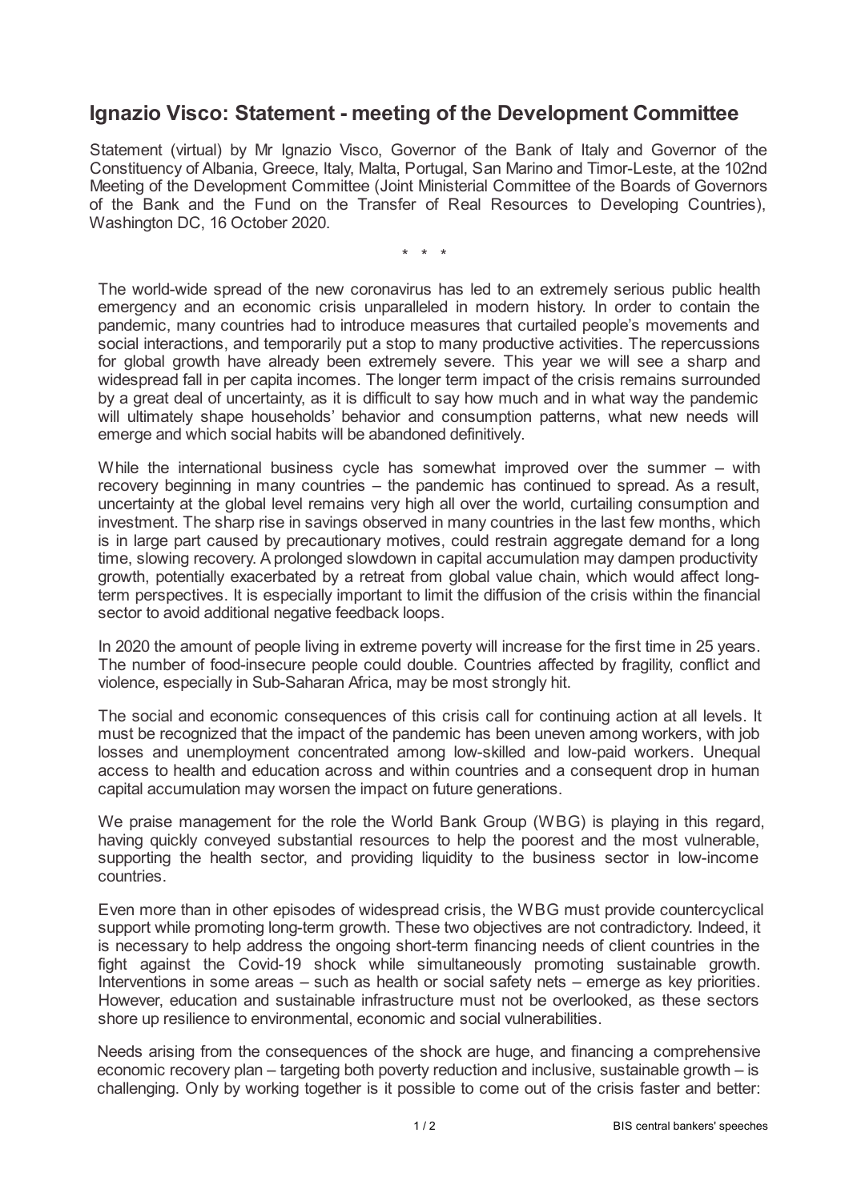## Ignazio Visco: Statement - meeting of the Development Committee

Statement (virtual) by Mr Ignazio Visco, Governor of the Bank of Italy and Governor of the Constituency of Albania, Greece, Italy, Malta, Portugal, San Marino and Timor-Leste, at the 102nd Meeting of the Development Committee (Joint Ministerial Committee of the Boards of Governors of the Bank and the Fund on the Transfer of Real Resources to Developing Countries), Washington DC, 16 October 2020.

\* \* \*

The world-wide spread of the new coronavirus has led to an extremely serious public health emergency and an economic crisis unparalleled in modern history. In order to contain the pandemic, many countries had to introduce measures that curtailed people's movements and social interactions, and temporarily put a stop to many productive activities. The repercussions for global growth have already been extremely severe. This year we will see a sharp and widespread fall in per capita incomes. The longer term impact of the crisis remains surrounded by a great deal of uncertainty, as it is difficult to say how much and in what way the pandemic will ultimately shape households' behavior and consumption patterns, what new needs will emerge and which social habits will be abandoned definitively.

While the international business cycle has somewhat improved over the summer – with recovery beginning in many countries – the pandemic has continued to spread. As a result, uncertainty at the global level remains very high all over the world, curtailing consumption and investment. The sharp rise in savings observed in many countries in the last few months, which is in large part caused by precautionary motives, could restrain aggregate demand for a long time, slowing recovery. A prolonged slowdown in capital accumulation may dampen productivity growth, potentially exacerbated by a retreat from global value chain, which would affect long-term perspectives. It is especially important to limit the diffusion of the crisis within the financial sector to avoid additional negative feedback loops.

In 2020 the amount of people living in extreme poverty will increase for the first time in 25 years. The number of food-insecure people could double. Countries affected by fragility, conflict and violence, especially in Sub-Saharan Africa, may be most strongly hit.

The social and economic consequences of this crisis call for continuing action at all levels. It must be recognized that the impact of the pandemic has been uneven among workers, with job losses and unemployment concentrated among low-skilled and low-paid workers. Unequal access to health and education across and within countries and a consequent drop in human capital accumulation may worsen the impact on future generations.

We praise management for the role the World Bank Group (WBG) is playing in this regard, having quickly conveyed substantial resources to help the poorest and the most vulnerable, supporting the health sector, and providing liquidity to the business sector in low-income countries.

Even more than in other episodes of widespread crisis, the WBG must provide countercyclical support while promoting long-term growth. These two objectives are not contradictory. Indeed, it is necessary to help address the ongoing short-term financing needs of client countries in the fight against the Covid-19 shock while simultaneously promoting sustainable growth. Interventions in some areas – such as health or social safety nets – emerge as key priorities. However, education and sustainable infrastructure must not be overlooked, as these sectors shore up resilience to environmental, economic and social vulnerabilities.

Needs arising from the consequences of the shock are huge, and financing a comprehensive economic recovery plan – targeting both poverty reduction and inclusive, sustainable growth – is challenging. Only by working together is it possible to come out of the crisis faster and better: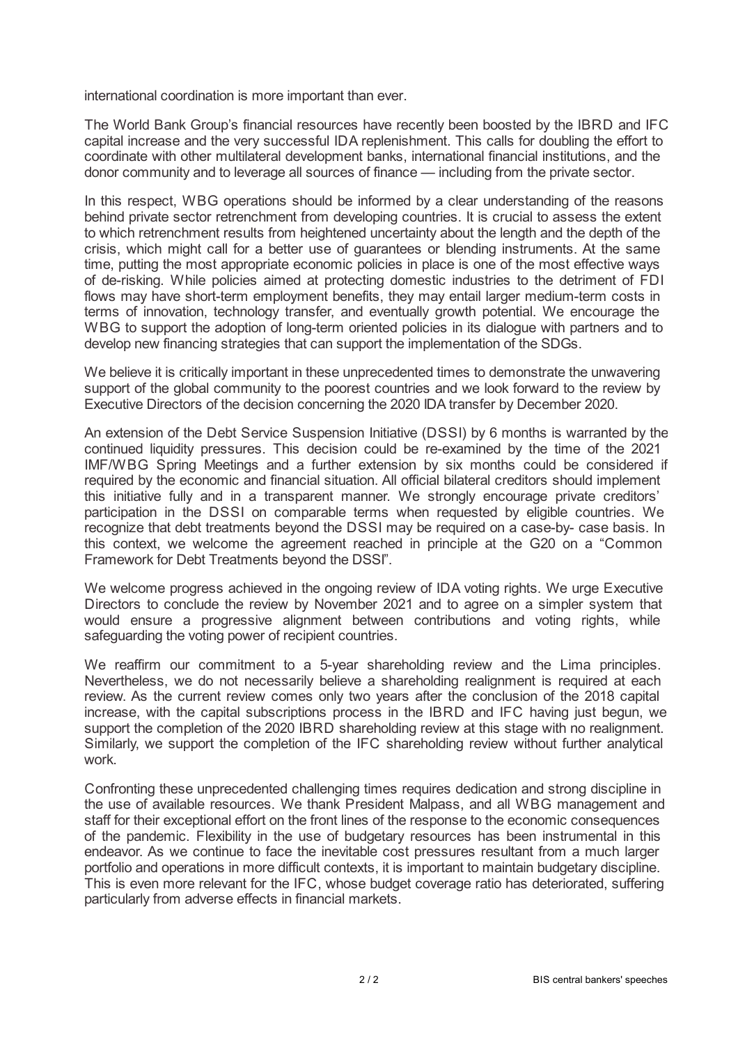international coordination is more important than ever.

The World Bank Group's financial resources have recently been boosted by the IBRD and IFC capital increase and the very successful IDA replenishment. This calls for doubling the effort to coordinate with other multilateral development banks, international financial institutions, and the donor community and to leverage all sources of finance — including from the private sector.

In this respect, WBG operations should be informed by a clear understanding of the reasons behind private sector retrenchment from developing countries. It is crucial to assess the extent to which retrenchment results from heightened uncertainty about the length and the depth of the crisis, which might call for a better use of guarantees or blending instruments. At the same time, putting the most appropriate economic policies in place is one of the most effective ways of de-risking. While policies aimed at protecting domestic industries to the detriment of FDI flows may have short-term employment benefits, they may entail larger medium-term costs in terms of innovation, technology transfer, and eventually growth potential. We encourage the WBG to support the adoption of long-term oriented policies in its dialogue with partners and to develop new financing strategies that can support the implementation of the SDGs.

We believe it is critically important in these unprecedented times to demonstrate the unwavering support of the global community to the poorest countries and we look forward to the review by Executive Directors of the decision concerning the 2020 IDA transfer by December 2020.

An extension of the Debt Service Suspension Initiative (DSSI) by 6 months is warranted by the continued liquidity pressures. This decision could be re-examined by the time of the 2021 IMF/WBG Spring Meetings and a further extension by six months could be considered if required by the economic and financial situation. All official bilateral creditors should implement this initiative fully and in a transparent manner. We strongly encourage private creditors' participation in the DSSI on comparable terms when requested by eligible countries. We recognize that debt treatments beyond the DSSI may be required on a case-by- case basis. In this context, we welcome the agreement reached in principle at the G20 on a "Common Framework for Debt Treatments beyond the DSSI".

We welcome progress achieved in the ongoing review of IDA voting rights. We urge Executive Directors to conclude the review by November 2021 and to agree on a simpler system that would ensure a progressive alignment between contributions and voting rights, while safeguarding the voting power of recipient countries.

We reaffirm our commitment to a 5-year shareholding review and the Lima principles. Nevertheless, we do not necessarily believe a shareholding realignment is required at each review. As the current review comes only two years after the conclusion of the 2018 capital increase, with the capital subscriptions process in the IBRD and IFC having just begun, we support the completion of the 2020 IBRD shareholding review at this stage with no realignment. Similarly, we support the completion of the IFC shareholding review without further analytical work.

Confronting these unprecedented challenging times requires dedication and strong discipline in the use of available resources. We thank President Malpass, and all WBG management and staff for their exceptional effort on the front lines of the response to the economic consequences of the pandemic. Flexibility in the use of budgetary resources has been instrumental in this endeavor. As we continue to face the inevitable cost pressures resultant from a much larger portfolio and operations in more difficult contexts, it is important to maintain budgetary discipline. This is even more relevant for the IFC, whose budget coverage ratio has deteriorated, suffering particularly from adverse effects in financial markets.